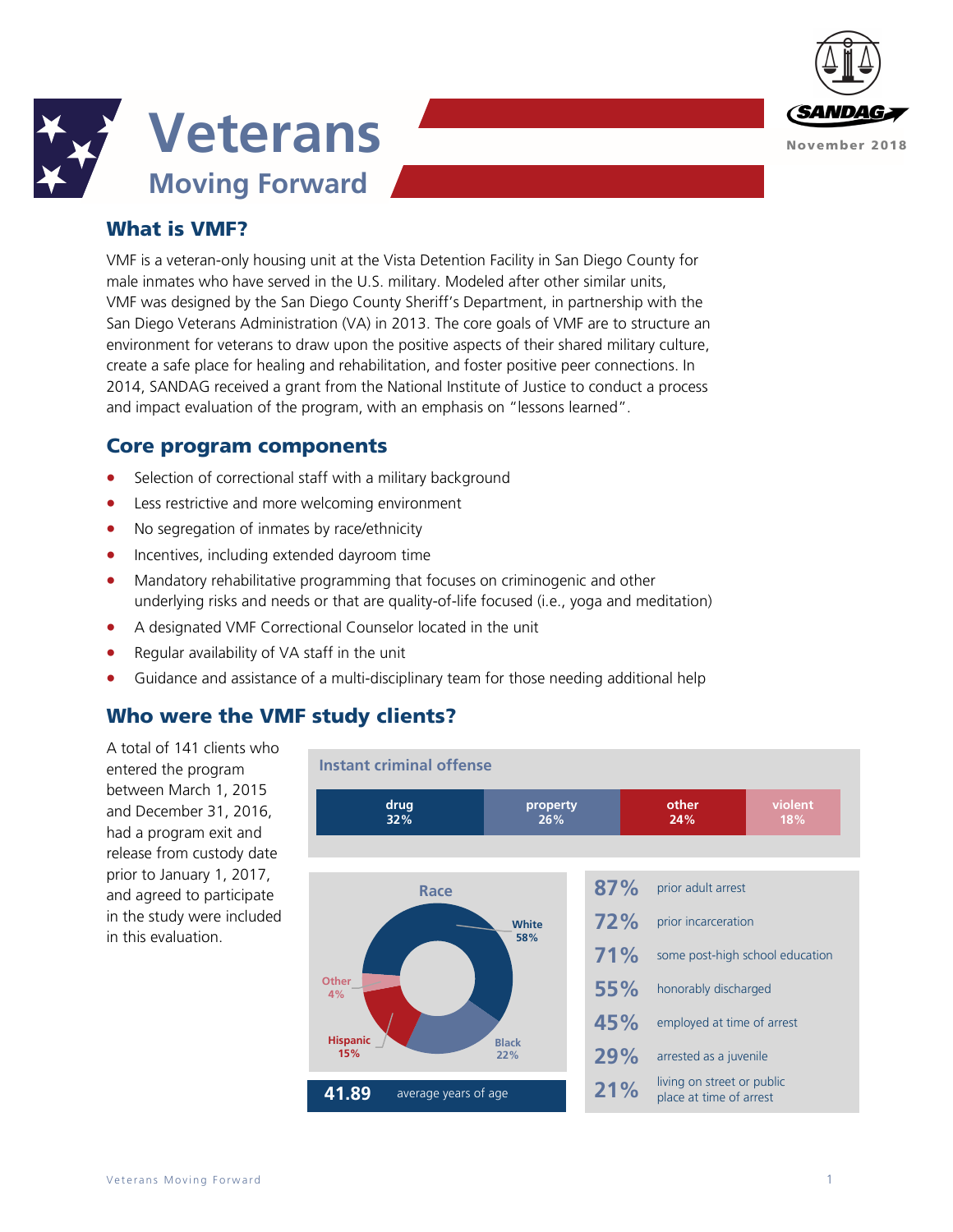# Veterans Moving Forward

SANDAG

November 2018

## What is VMF?

VMF is a veteran-only housing unit at the Vista Detention Facility in San Diego County for male inmates who have served in the U.S. military. Modeled after other similar units, VMF was designed by the San Diego County Sheriff's Department, in partnership with the San Diego Veterans Administration (VA) in 2013. The core goals of VMF are to structure an environment for veterans to draw upon the positive aspects of their shared military culture, create a safe place for healing and rehabilitation, and foster positive peer connections. In 2014, SANDAG received a grant from the National Institute of Justice to conduct a process and impact evaluation of the program, with an emphasis on "lessons learned".

## Core program components

- Selection of correctional staff with a military background
- Less restrictive and more welcoming environment
- No segregation of inmates by race/ethnicity
- Incentives, including extended dayroom time
- Mandatory rehabilitative programming that focuses on criminogenic and other underlying risks and needs or that are quality-of-life focused (i.e., yoga and meditation)
- A designated VMF Correctional Counselor located in the unit
- Regular availability of VA staff in the unit
- Guidance and assistance of a multi-disciplinary team for those needing additional help

## Who were the VMF study clients?

A total of 141 clients who entered the program between March 1, 2015 and December 31, 2016, had a program exit and release from custody date prior to January 1, 2017, and agreed to participate in the study were included in this evaluation.

**Instant criminal offense**

| drug | property | other | violent |
|---|---|---|---|
| 32% | 26% | 24% | 18% |

**Race**

| White | Black | Hispanic | Other |
|---|---|---|---|
| 58% | 22% | 15% | 4% |

**41.89** average years of age

| | |
|---|---|
| 87% | prior adult arrest |
| 72% | prior incarceration |
| 71% | some post-high school education |
| 55% | honorably discharged |
| 45% | employed at time of arrest |
| 29% | arrested as a juvenile |
| 21% | living on street or public place at time of arrest |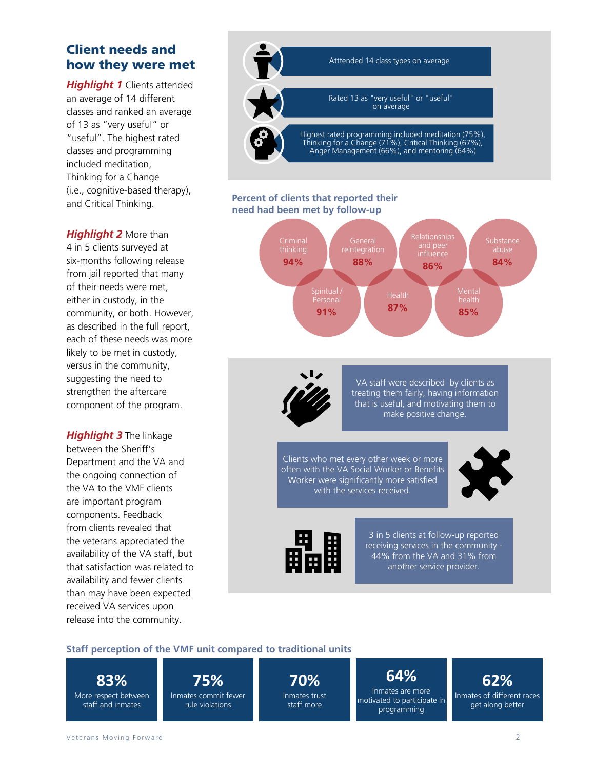## Client needs and how they were met

***Highlight 1*** Clients attended an average of 14 different classes and ranked an average of 13 as "very useful" or "useful". The highest rated classes and programming included meditation, Thinking for a Change (i.e., cognitive-based therapy), and Critical Thinking.

***Highlight 2*** More than 4 in 5 clients surveyed at six-months following release from jail reported that many of their needs were met, either in custody, in the community, or both. However, as described in the full report, each of these needs was more likely to be met in custody, versus in the community, suggesting the need to strengthen the aftercare component of the program.

***Highlight 3*** The linkage between the Sheriff's Department and the VA and the ongoing connection of the VA to the VMF clients are important program components. Feedback from clients revealed that the veterans appreciated the availability of the VA staff, but that satisfaction was related to availability and fewer clients than may have been expected received VA services upon release into the community.

Atttended 14 class types on average

Rated 13 as "very useful" or "useful" on average

Highest rated programming included meditation (75%), Thinking for a Change (71%), Critical Thinking (67%), Anger Management (66%), and mentoring (64%)

### Percent of clients that reported their need had been met by follow-up

- Criminal thinking **94%**
- General reintegration **88%**
- Relationships and peer influence **86%**
- Substance abuse **84%**
- Spiritual / Personal **91%**
- Health **87%**
- Mental health **85%**

VA staff were described by clients as treating them fairly, having information that is useful, and motivating them to make positive change.

Clients who met every other week or more often with the VA Social Worker or Benefits Worker were significantly more satisfied with the services received.

3 in 5 clients at follow-up reported receiving services in the community - 44% from the VA and 31% from another service provider.

### Staff perception of the VMF unit compared to traditional units

- **83%** More respect between staff and inmates
- **75%** Inmates commit fewer rule violations
- **70%** Inmates trust staff more
- **64%** Inmates are more motivated to participate in programming
- **62%** Inmates of different races get along better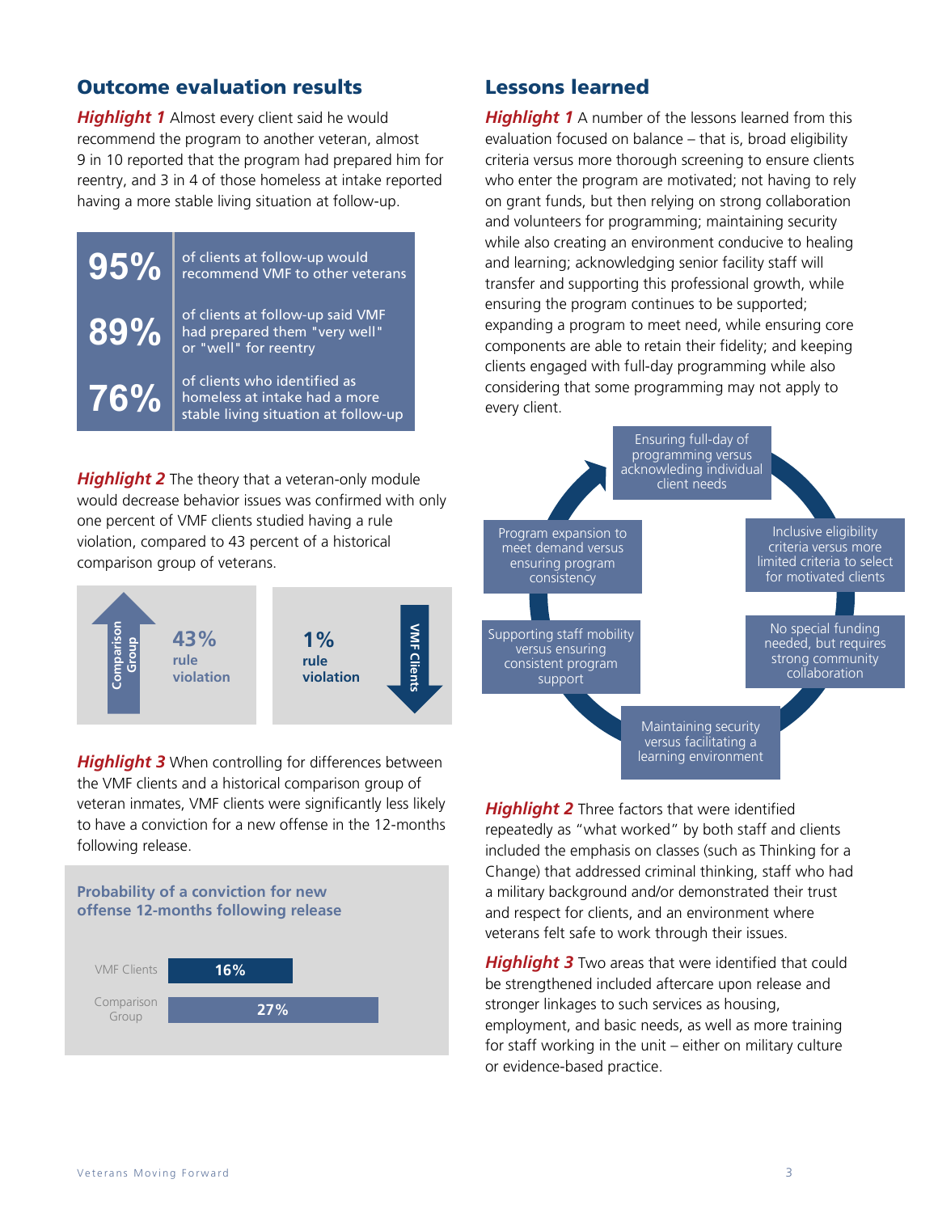## Outcome evaluation results

***Highlight 1*** Almost every client said he would recommend the program to another veteran, almost 9 in 10 reported that the program had prepared him for reentry, and 3 in 4 of those homeless at intake reported having a more stable living situation at follow-up.

| | |
|---|---|
| **95%** | of clients at follow-up would recommend VMF to other veterans |
| **89%** | of clients at follow-up said VMF had prepared them "very well" or "well" for reentry |
| **76%** | of clients who identified as homeless at intake had a more stable living situation at follow-up |

***Highlight 2*** The theory that a veteran-only module would decrease behavior issues was confirmed with only one percent of VMF clients studied having a rule violation, compared to 43 percent of a historical comparison group of veterans.

| Group | Rule violation |
|---|---|
| Comparison Group | 43% |
| VMF Clients | 1% |

***Highlight 3*** When controlling for differences between the VMF clients and a historical comparison group of veteran inmates, VMF clients were significantly less likely to have a conviction for a new offense in the 12-months following release.

**Probability of a conviction for new offense 12-months following release**

| Group | Probability |
|---|---|
| VMF Clients | 16% |
| Comparison Group | 27% |

## Lessons learned

***Highlight 1*** A number of the lessons learned from this evaluation focused on balance – that is, broad eligibility criteria versus more thorough screening to ensure clients who enter the program are motivated; not having to rely on grant funds, but then relying on strong collaboration and volunteers for programming; maintaining security while also creating an environment conducive to healing and learning; acknowledging senior facility staff will transfer and supporting this professional growth, while ensuring the program continues to be supported; expanding a program to meet need, while ensuring core components are able to retain their fidelity; and keeping clients engaged with full-day programming while also considering that some programming may not apply to every client.

- Ensuring full-day of programming versus acknowledging individual client needs
- Inclusive eligibility criteria versus more limited criteria to select for motivated clients
- No special funding needed, but requires strong community collaboration
- Maintaining security versus facilitating a learning environment
- Supporting staff mobility versus ensuring consistent program support
- Program expansion to meet demand versus ensuring program consistency

***Highlight 2*** Three factors that were identified repeatedly as "what worked" by both staff and clients included the emphasis on classes (such as Thinking for a Change) that addressed criminal thinking, staff who had a military background and/or demonstrated their trust and respect for clients, and an environment where veterans felt safe to work through their issues.

***Highlight 3*** Two areas that were identified that could be strengthened included aftercare upon release and stronger linkages to such services as housing, employment, and basic needs, as well as more training for staff working in the unit – either on military culture or evidence-based practice.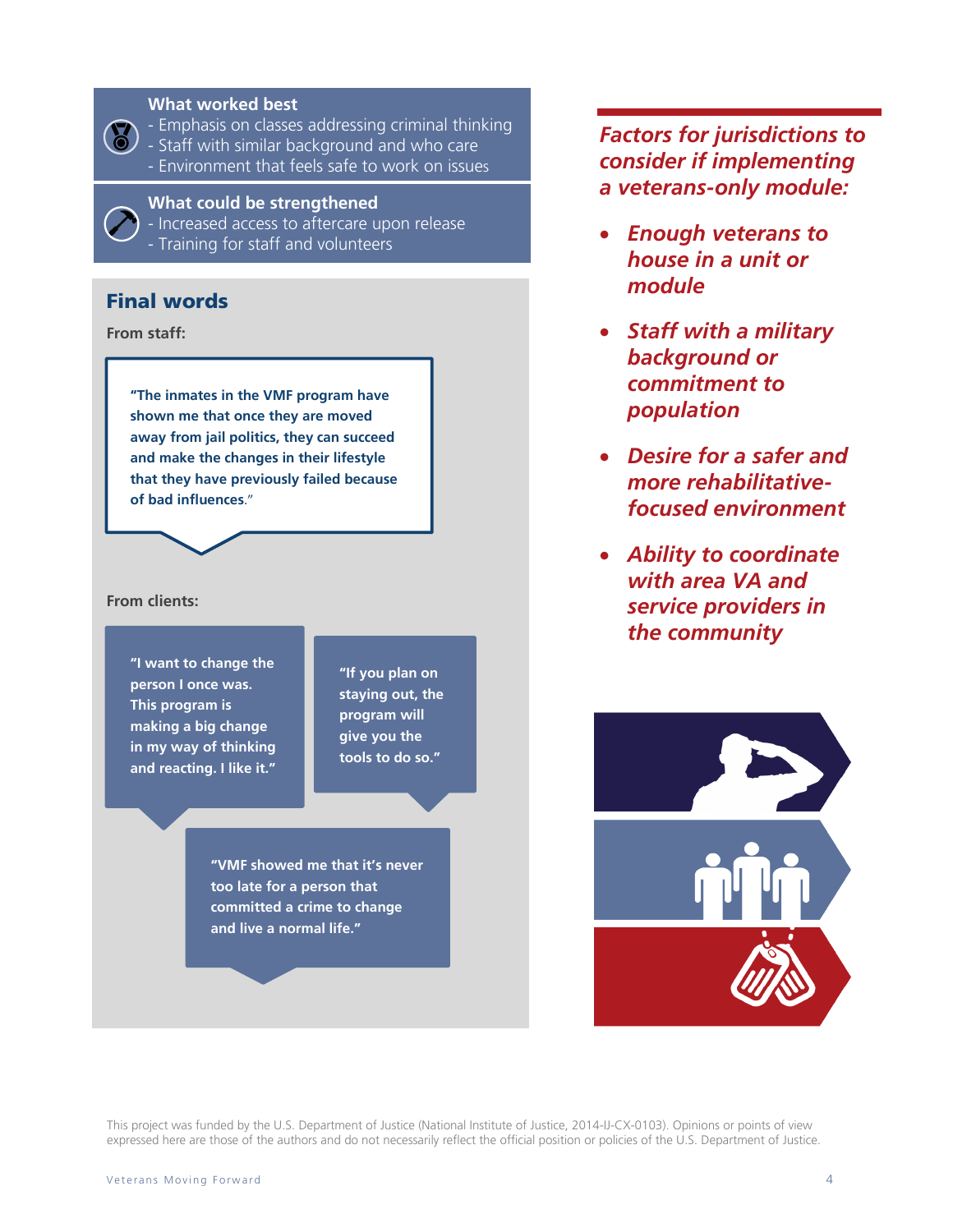**What worked best**

- Emphasis on classes addressing criminal thinking
- Staff with similar background and who care
- Environment that feels safe to work on issues

**What could be strengthened**

- Increased access to aftercare upon release
- Training for staff and volunteers

## Final words

**From staff:**

**"The inmates in the VMF program have shown me that once they are moved away from jail politics, they can succeed and make the changes in their lifestyle that they have previously failed because of bad influences."**

**From clients:**

**"I want to change the person I once was. This program is making a big change in my way of thinking and reacting. I like it."**

**"If you plan on staying out, the program will give you the tools to do so."**

**"VMF showed me that it's never too late for a person that committed a crime to change and live a normal life."**

## *Factors for jurisdictions to consider if implementing a veterans-only module:*

- ***Enough veterans to house in a unit or module***
- ***Staff with a military background or commitment to population***
- ***Desire for a safer and more rehabilitative-focused environment***
- ***Ability to coordinate with area VA and service providers in the community***

This project was funded by the U.S. Department of Justice (National Institute of Justice, 2014-IJ-CX-0103). Opinions or points of view expressed here are those of the authors and do not necessarily reflect the official position or policies of the U.S. Department of Justice.